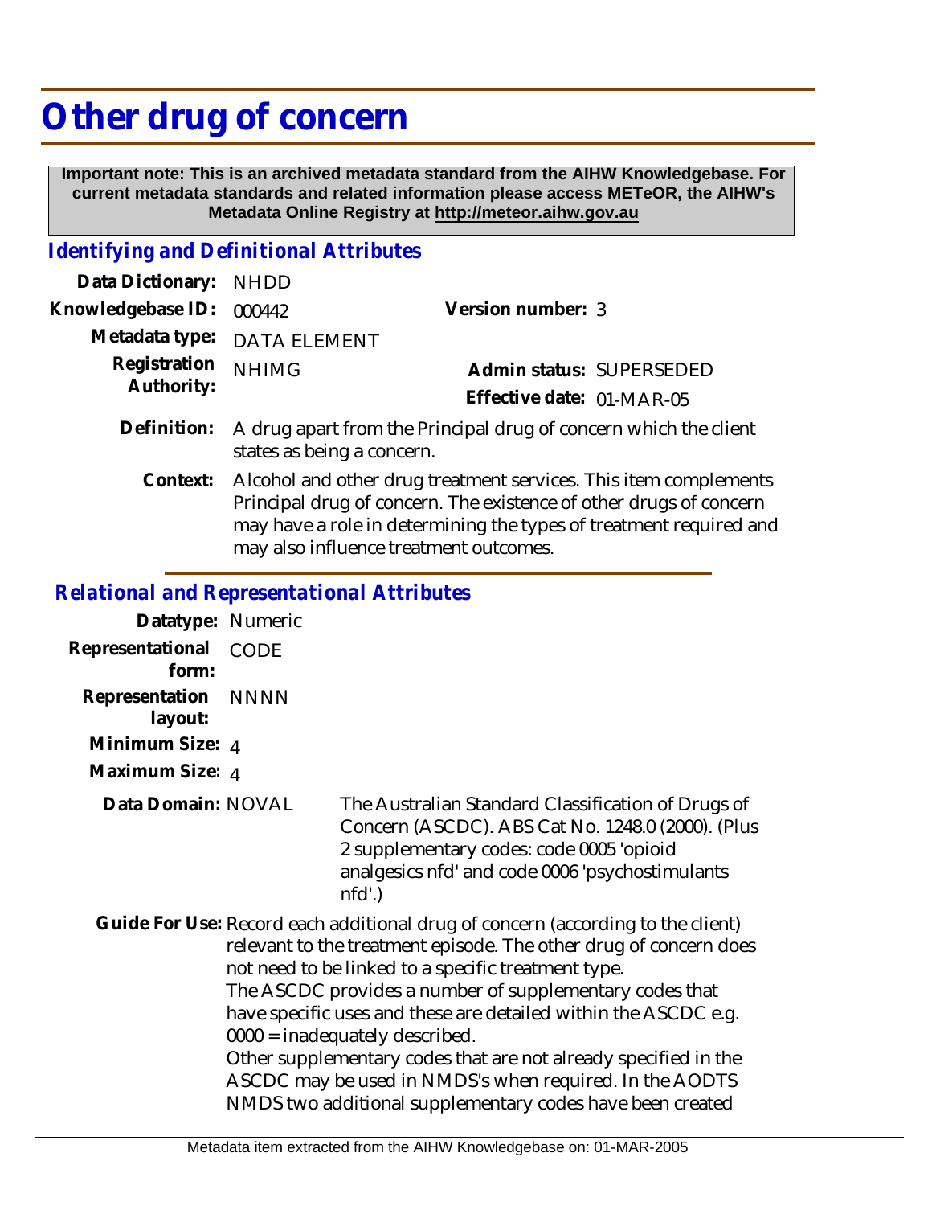# Other drug of concern

**Important note: This is an archived metadata standard from the AIHW Knowledgebase. For current metadata standards and related information please access METeOR, the AIHW's Metadata Online Registry at http://meteor.aihw.gov.au**

## *Identifying and Definitional Attributes*

| | | | |
|---|---|---|---|
| Data Dictionary: | NHDD | | |
| Knowledgebase ID: | 000442 | Version number: | 3 |
| Metadata type: | DATA ELEMENT | | |
| Registration Authority: | NHIMG | Admin status: | SUPERSEDED |
| | | Effective date: | 01-MAR-05 |

**Definition:** A drug apart from the Principal drug of concern which the client states as being a concern.

**Context:** Alcohol and other drug treatment services. This item complements Principal drug of concern. The existence of other drugs of concern may have a role in determining the types of treatment required and may also influence treatment outcomes.

## *Relational and Representational Attributes*

| | |
|---|---|
| Datatype: | Numeric |
| Representational form: | CODE |
| Representation layout: | NNNN |
| Minimum Size: | 4 |
| Maximum Size: | 4 |

**Data Domain:** NOVAL — The Australian Standard Classification of Drugs of Concern (ASCDC). ABS Cat No. 1248.0 (2000). (Plus 2 supplementary codes: code 0005 'opioid analgesics nfd' and code 0006 'psychostimulants nfd'.)

**Guide For Use:** Record each additional drug of concern (according to the client) relevant to the treatment episode. The other drug of concern does not need to be linked to a specific treatment type.
The ASCDC provides a number of supplementary codes that have specific uses and these are detailed within the ASCDC e.g. 0000 = inadequately described.
Other supplementary codes that are not already specified in the ASCDC may be used in NMDS's when required. In the AODTS NMDS two additional supplementary codes have been created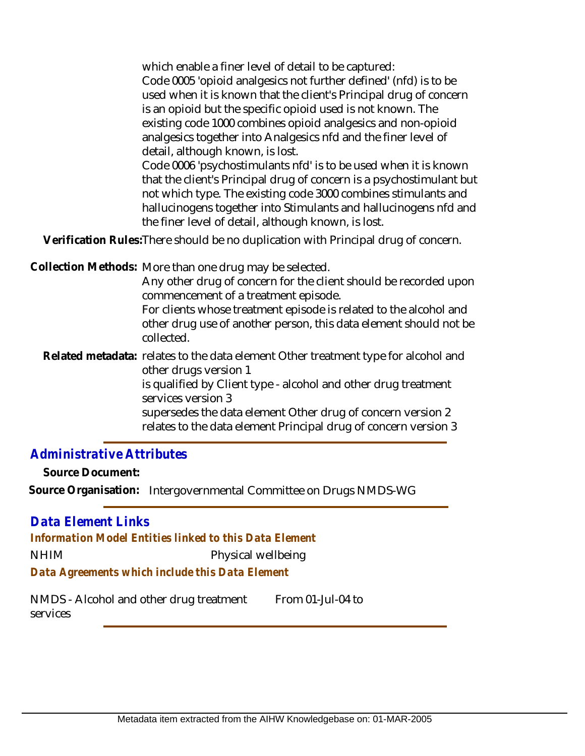which enable a finer level of detail to be captured:
Code 0005 'opioid analgesics not further defined' (nfd) is to be used when it is known that the client's Principal drug of concern is an opioid but the specific opioid used is not known. The existing code 1000 combines opioid analgesics and non-opioid analgesics together into Analgesics nfd and the finer level of detail, although known, is lost.
Code 0006 'psychostimulants nfd' is to be used when it is known that the client's Principal drug of concern is a psychostimulant but not which type. The existing code 3000 combines stimulants and hallucinogens together into Stimulants and hallucinogens nfd and the finer level of detail, although known, is lost.

**Verification Rules:** There should be no duplication with Principal drug of concern.

**Collection Methods:** More than one drug may be selected.
Any other drug of concern for the client should be recorded upon commencement of a treatment episode.
For clients whose treatment episode is related to the alcohol and other drug use of another person, this data element should not be collected.

**Related metadata:** relates to the data element Other treatment type for alcohol and other drugs version 1
is qualified by Client type - alcohol and other drug treatment services version 3
supersedes the data element Other drug of concern version 2
relates to the data element Principal drug of concern version 3

## Administrative Attributes

**Source Document:**

**Source Organisation:** Intergovernmental Committee on Drugs NMDS-WG

## Data Element Links

### Information Model Entities linked to this Data Element

| | |
|---|---|
| NHIM | Physical wellbeing |

### Data Agreements which include this Data Element

| | |
|---|---|
| NMDS - Alcohol and other drug treatment services | From 01-Jul-04 to |

Metadata item extracted from the AIHW Knowledgebase on: 01-MAR-2005